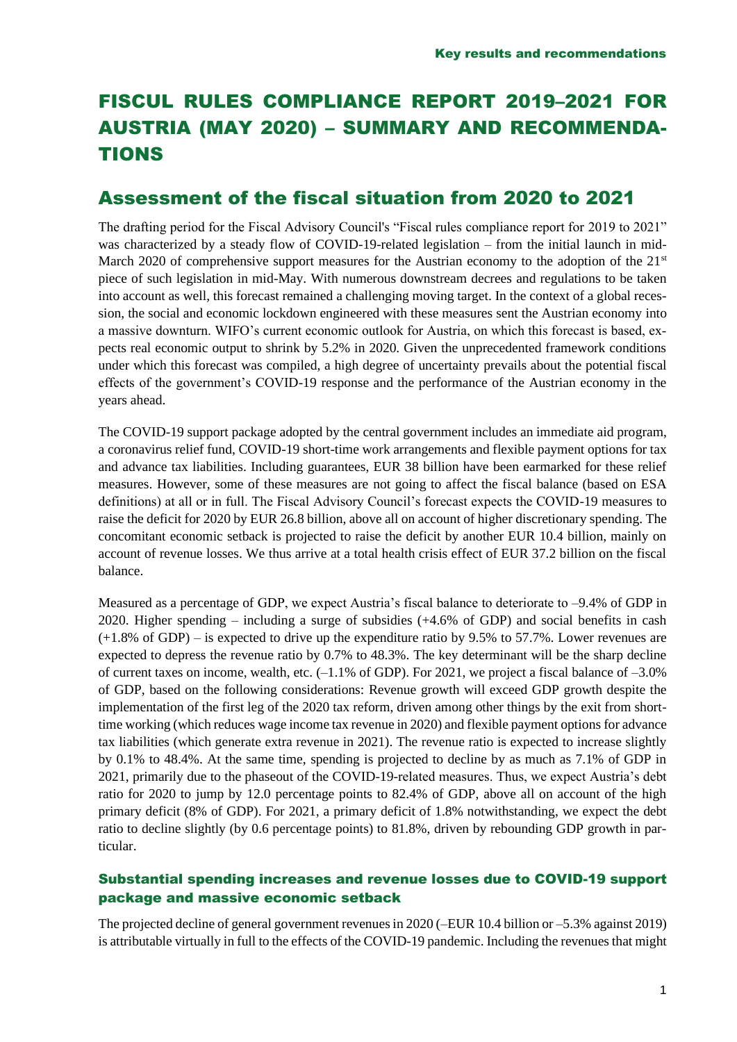# FISCUL RULES COMPLIANCE REPORT 2019–2021 FOR AUSTRIA (MAY 2020) – SUMMARY AND RECOMMENDATIONS

## Assessment of the fiscal situation from 2020 to 2021

The drafting period for the Fiscal Advisory Council's "Fiscal rules compliance report for 2019 to 2021" was characterized by a steady flow of COVID-19-related legislation – from the initial launch in mid-March 2020 of comprehensive support measures for the Austrian economy to the adoption of the 21st piece of such legislation in mid-May. With numerous downstream decrees and regulations to be taken into account as well, this forecast remained a challenging moving target. In the context of a global recession, the social and economic lockdown engineered with these measures sent the Austrian economy into a massive downturn. WIFO's current economic outlook for Austria, on which this forecast is based, expects real economic output to shrink by 5.2% in 2020. Given the unprecedented framework conditions under which this forecast was compiled, a high degree of uncertainty prevails about the potential fiscal effects of the government's COVID-19 response and the performance of the Austrian economy in the years ahead.

The COVID-19 support package adopted by the central government includes an immediate aid program, a coronavirus relief fund, COVID-19 short-time work arrangements and flexible payment options for tax and advance tax liabilities. Including guarantees, EUR 38 billion have been earmarked for these relief measures. However, some of these measures are not going to affect the fiscal balance (based on ESA definitions) at all or in full. The Fiscal Advisory Council's forecast expects the COVID-19 measures to raise the deficit for 2020 by EUR 26.8 billion, above all on account of higher discretionary spending. The concomitant economic setback is projected to raise the deficit by another EUR 10.4 billion, mainly on account of revenue losses. We thus arrive at a total health crisis effect of EUR 37.2 billion on the fiscal balance.

Measured as a percentage of GDP, we expect Austria's fiscal balance to deteriorate to –9.4% of GDP in 2020. Higher spending – including a surge of subsidies (+4.6% of GDP) and social benefits in cash (+1.8% of GDP) – is expected to drive up the expenditure ratio by 9.5% to 57.7%. Lower revenues are expected to depress the revenue ratio by 0.7% to 48.3%. The key determinant will be the sharp decline of current taxes on income, wealth, etc. (–1.1% of GDP). For 2021, we project a fiscal balance of –3.0% of GDP, based on the following considerations: Revenue growth will exceed GDP growth despite the implementation of the first leg of the 2020 tax reform, driven among other things by the exit from short-time working (which reduces wage income tax revenue in 2020) and flexible payment options for advance tax liabilities (which generate extra revenue in 2021). The revenue ratio is expected to increase slightly by 0.1% to 48.4%. At the same time, spending is projected to decline by as much as 7.1% of GDP in 2021, primarily due to the phaseout of the COVID-19-related measures. Thus, we expect Austria's debt ratio for 2020 to jump by 12.0 percentage points to 82.4% of GDP, above all on account of the high primary deficit (8% of GDP). For 2021, a primary deficit of 1.8% notwithstanding, we expect the debt ratio to decline slightly (by 0.6 percentage points) to 81.8%, driven by rebounding GDP growth in particular.

### Substantial spending increases and revenue losses due to COVID-19 support package and massive economic setback

The projected decline of general government revenues in 2020 (–EUR 10.4 billion or –5.3% against 2019) is attributable virtually in full to the effects of the COVID-19 pandemic. Including the revenues that might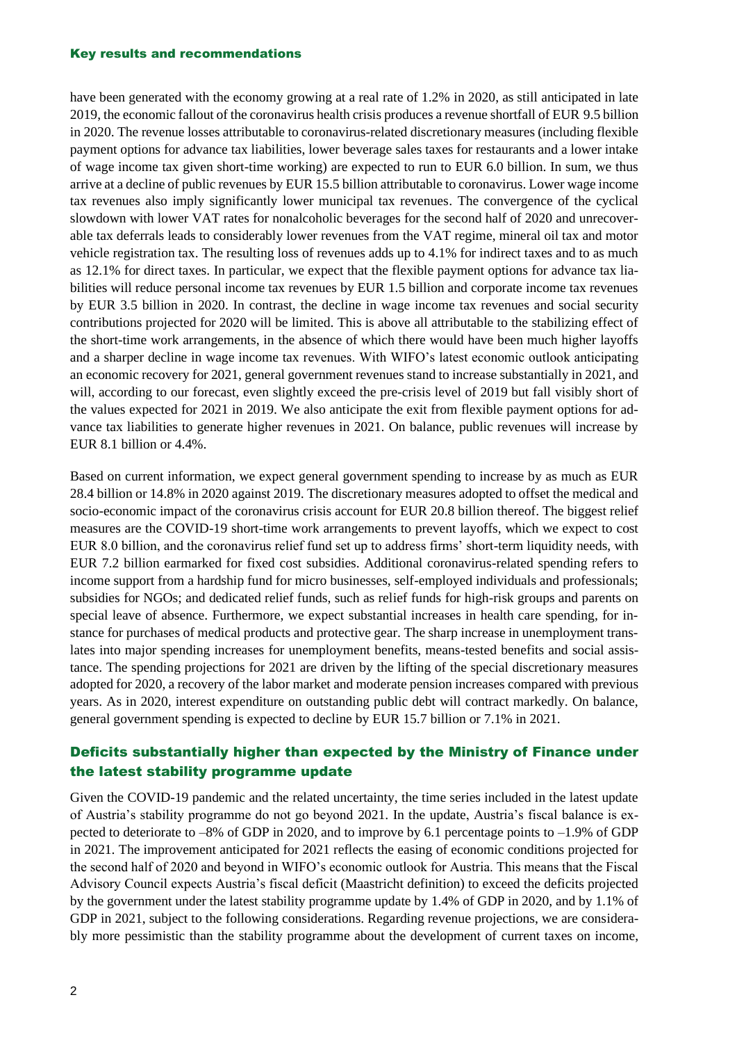have been generated with the economy growing at a real rate of 1.2% in 2020, as still anticipated in late 2019, the economic fallout of the coronavirus health crisis produces a revenue shortfall of EUR 9.5 billion in 2020. The revenue losses attributable to coronavirus-related discretionary measures (including flexible payment options for advance tax liabilities, lower beverage sales taxes for restaurants and a lower intake of wage income tax given short-time working) are expected to run to EUR 6.0 billion. In sum, we thus arrive at a decline of public revenues by EUR 15.5 billion attributable to coronavirus. Lower wage income tax revenues also imply significantly lower municipal tax revenues. The convergence of the cyclical slowdown with lower VAT rates for nonalcoholic beverages for the second half of 2020 and unrecoverable tax deferrals leads to considerably lower revenues from the VAT regime, mineral oil tax and motor vehicle registration tax. The resulting loss of revenues adds up to 4.1% for indirect taxes and to as much as 12.1% for direct taxes. In particular, we expect that the flexible payment options for advance tax liabilities will reduce personal income tax revenues by EUR 1.5 billion and corporate income tax revenues by EUR 3.5 billion in 2020. In contrast, the decline in wage income tax revenues and social security contributions projected for 2020 will be limited. This is above all attributable to the stabilizing effect of the short-time work arrangements, in the absence of which there would have been much higher layoffs and a sharper decline in wage income tax revenues. With WIFO's latest economic outlook anticipating an economic recovery for 2021, general government revenues stand to increase substantially in 2021, and will, according to our forecast, even slightly exceed the pre-crisis level of 2019 but fall visibly short of the values expected for 2021 in 2019. We also anticipate the exit from flexible payment options for advance tax liabilities to generate higher revenues in 2021. On balance, public revenues will increase by EUR 8.1 billion or 4.4%.

Based on current information, we expect general government spending to increase by as much as EUR 28.4 billion or 14.8% in 2020 against 2019. The discretionary measures adopted to offset the medical and socio-economic impact of the coronavirus crisis account for EUR 20.8 billion thereof. The biggest relief measures are the COVID-19 short-time work arrangements to prevent layoffs, which we expect to cost EUR 8.0 billion, and the coronavirus relief fund set up to address firms' short-term liquidity needs, with EUR 7.2 billion earmarked for fixed cost subsidies. Additional coronavirus-related spending refers to income support from a hardship fund for micro businesses, self-employed individuals and professionals; subsidies for NGOs; and dedicated relief funds, such as relief funds for high-risk groups and parents on special leave of absence. Furthermore, we expect substantial increases in health care spending, for instance for purchases of medical products and protective gear. The sharp increase in unemployment translates into major spending increases for unemployment benefits, means-tested benefits and social assistance. The spending projections for 2021 are driven by the lifting of the special discretionary measures adopted for 2020, a recovery of the labor market and moderate pension increases compared with previous years. As in 2020, interest expenditure on outstanding public debt will contract markedly. On balance, general government spending is expected to decline by EUR 15.7 billion or 7.1% in 2021.

## Deficits substantially higher than expected by the Ministry of Finance under the latest stability programme update

Given the COVID-19 pandemic and the related uncertainty, the time series included in the latest update of Austria's stability programme do not go beyond 2021. In the update, Austria's fiscal balance is expected to deteriorate to –8% of GDP in 2020, and to improve by 6.1 percentage points to –1.9% of GDP in 2021. The improvement anticipated for 2021 reflects the easing of economic conditions projected for the second half of 2020 and beyond in WIFO's economic outlook for Austria. This means that the Fiscal Advisory Council expects Austria's fiscal deficit (Maastricht definition) to exceed the deficits projected by the government under the latest stability programme update by 1.4% of GDP in 2020, and by 1.1% of GDP in 2021, subject to the following considerations. Regarding revenue projections, we are considerably more pessimistic than the stability programme about the development of current taxes on income,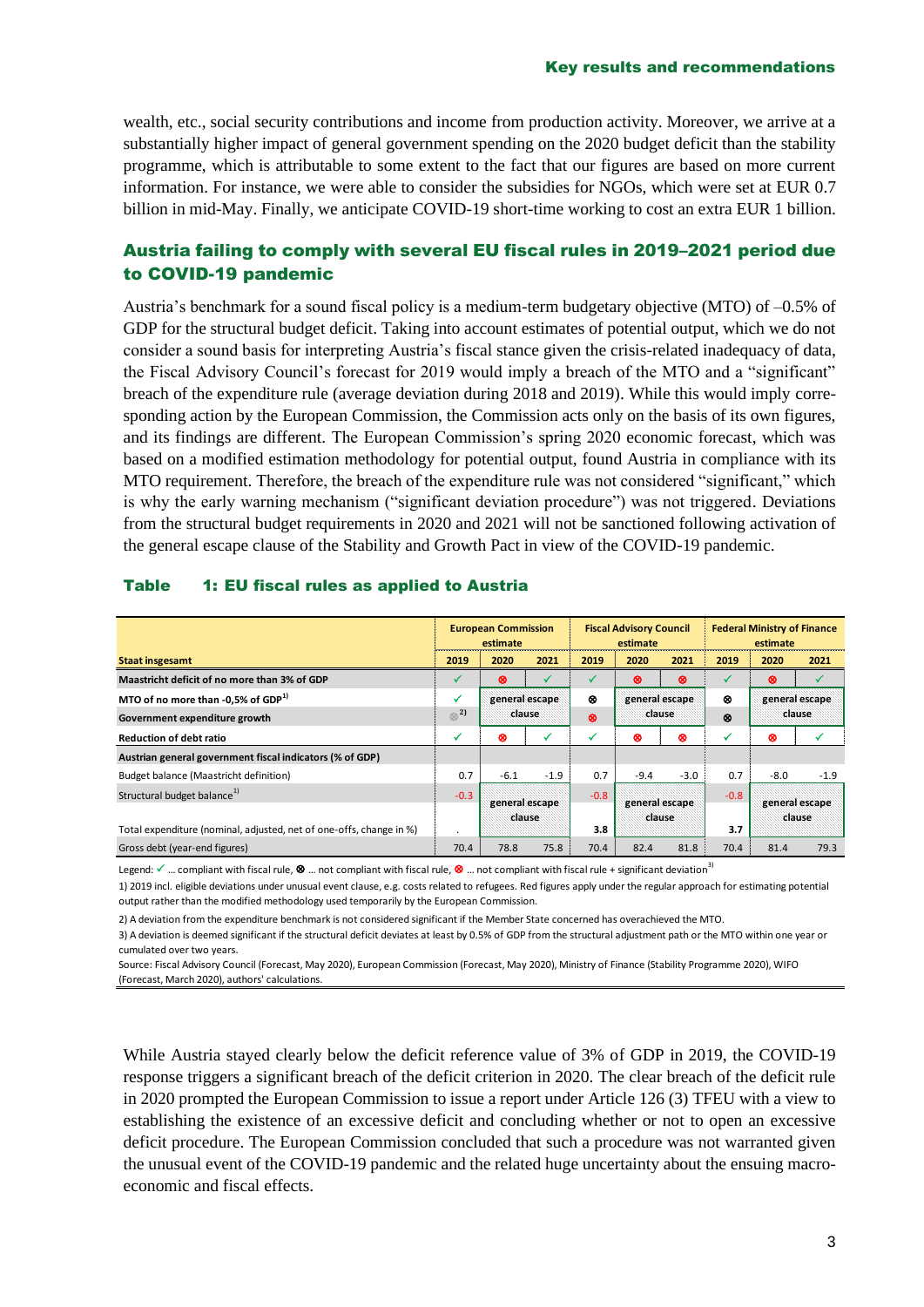wealth, etc., social security contributions and income from production activity. Moreover, we arrive at a substantially higher impact of general government spending on the 2020 budget deficit than the stability programme, which is attributable to some extent to the fact that our figures are based on more current information. For instance, we were able to consider the subsidies for NGOs, which were set at EUR 0.7 billion in mid-May. Finally, we anticipate COVID-19 short-time working to cost an extra EUR 1 billion.

## Austria failing to comply with several EU fiscal rules in 2019–2021 period due to COVID-19 pandemic

Austria's benchmark for a sound fiscal policy is a medium-term budgetary objective (MTO) of –0.5% of GDP for the structural budget deficit. Taking into account estimates of potential output, which we do not consider a sound basis for interpreting Austria's fiscal stance given the crisis-related inadequacy of data, the Fiscal Advisory Council's forecast for 2019 would imply a breach of the MTO and a "significant" breach of the expenditure rule (average deviation during 2018 and 2019). While this would imply corresponding action by the European Commission, the Commission acts only on the basis of its own figures, and its findings are different. The European Commission's spring 2020 economic forecast, which was based on a modified estimation methodology for potential output, found Austria in compliance with its MTO requirement. Therefore, the breach of the expenditure rule was not considered "significant," which is why the early warning mechanism ("significant deviation procedure") was not triggered. Deviations from the structural budget requirements in 2020 and 2021 will not be sanctioned following activation of the general escape clause of the Stability and Growth Pact in view of the COVID-19 pandemic.

### Table 1: EU fiscal rules as applied to Austria

| | European Commission estimate | | | Fiscal Advisory Council estimate | | | Federal Ministry of Finance estimate | | |
|---|---|---|---|---|---|---|---|---|---|
| **Staat insgesamt** | **2019** | **2020** | **2021** | **2019** | **2020** | **2021** | **2019** | **2020** | **2021** |
| **Maastricht deficit of no more than 3% of GDP** | ✓ | ⊗ | ✓ | ✓ | ⊗ | ⊗ | ✓ | ⊗ | ✓ |
| **MTO of no more than -0,5% of GDP[1]** | ✓ | general escape clause | | ⊗ | general escape clause | | ⊗ | general escape clause | |
| **Government expenditure growth** | ⊗[2] | | | ⊗ | | | ⊗ | | |
| **Reduction of debt ratio** | ✓ | ⊗ | ✓ | ✓ | ⊗ | ⊗ | ✓ | ⊗ | ✓ |
| **Austrian general government fiscal indicators (% of GDP)** | | | | | | | | | |
| Budget balance (Maastricht definition) | 0.7 | -6.1 | -1.9 | 0.7 | -9.4 | -3.0 | 0.7 | -8.0 | -1.9 |
| Structural budget balance[1] | -0.3 | general escape clause | | -0.8 | general escape clause | | -0.8 | general escape clause | |
| Total expenditure (nominal, adjusted, net of one-offs, change in %) | . | | | 3.8 | | | 3.7 | | |
| Gross debt (year-end figures) | 70.4 | 78.8 | 75.8 | 70.4 | 82.4 | 81.8 | 70.4 | 81.4 | 79.3 |

Legend: ✓ ... compliant with fiscal rule, ⊗ ... not compliant with fiscal rule, ⊗ ... not compliant with fiscal rule + significant deviation[3]

1) 2019 incl. eligible deviations under unusual event clause, e.g. costs related to refugees. Red figures apply under the regular approach for estimating potential output rather than the modified methodology used temporarily by the European Commission.

2) A deviation from the expenditure benchmark is not considered significant if the Member State concerned has overachieved the MTO.

3) A deviation is deemed significant if the structural deficit deviates at least by 0.5% of GDP from the structural adjustment path or the MTO within one year or cumulated over two years.

Source: Fiscal Advisory Council (Forecast, May 2020), European Commission (Forecast, May 2020), Ministry of Finance (Stability Programme 2020), WIFO (Forecast, March 2020), authors' calculations.

While Austria stayed clearly below the deficit reference value of 3% of GDP in 2019, the COVID-19 response triggers a significant breach of the deficit criterion in 2020. The clear breach of the deficit rule in 2020 prompted the European Commission to issue a report under Article 126 (3) TFEU with a view to establishing the existence of an excessive deficit and concluding whether or not to open an excessive deficit procedure. The European Commission concluded that such a procedure was not warranted given the unusual event of the COVID-19 pandemic and the related huge uncertainty about the ensuing macroeconomic and fiscal effects.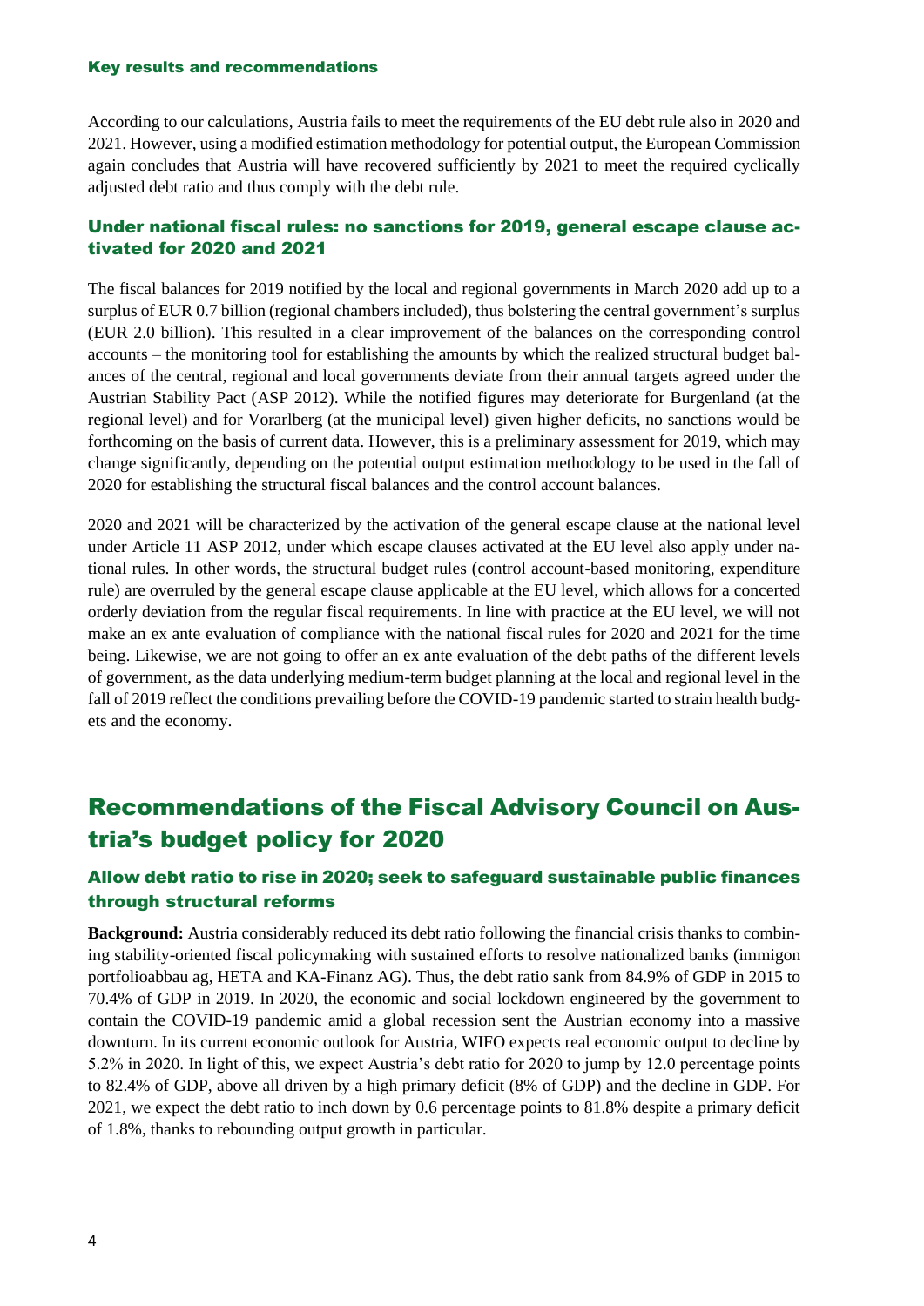#### Key results and recommendations

According to our calculations, Austria fails to meet the requirements of the EU debt rule also in 2020 and 2021. However, using a modified estimation methodology for potential output, the European Commission again concludes that Austria will have recovered sufficiently by 2021 to meet the required cyclically adjusted debt ratio and thus comply with the debt rule.

### Under national fiscal rules: no sanctions for 2019, general escape clause activated for 2020 and 2021

The fiscal balances for 2019 notified by the local and regional governments in March 2020 add up to a surplus of EUR 0.7 billion (regional chambers included), thus bolstering the central government's surplus (EUR 2.0 billion). This resulted in a clear improvement of the balances on the corresponding control accounts – the monitoring tool for establishing the amounts by which the realized structural budget balances of the central, regional and local governments deviate from their annual targets agreed under the Austrian Stability Pact (ASP 2012). While the notified figures may deteriorate for Burgenland (at the regional level) and for Vorarlberg (at the municipal level) given higher deficits, no sanctions would be forthcoming on the basis of current data. However, this is a preliminary assessment for 2019, which may change significantly, depending on the potential output estimation methodology to be used in the fall of 2020 for establishing the structural fiscal balances and the control account balances.

2020 and 2021 will be characterized by the activation of the general escape clause at the national level under Article 11 ASP 2012, under which escape clauses activated at the EU level also apply under national rules. In other words, the structural budget rules (control account-based monitoring, expenditure rule) are overruled by the general escape clause applicable at the EU level, which allows for a concerted orderly deviation from the regular fiscal requirements. In line with practice at the EU level, we will not make an ex ante evaluation of compliance with the national fiscal rules for 2020 and 2021 for the time being. Likewise, we are not going to offer an ex ante evaluation of the debt paths of the different levels of government, as the data underlying medium-term budget planning at the local and regional level in the fall of 2019 reflect the conditions prevailing before the COVID-19 pandemic started to strain health budgets and the economy.

## Recommendations of the Fiscal Advisory Council on Austria's budget policy for 2020

### Allow debt ratio to rise in 2020; seek to safeguard sustainable public finances through structural reforms

**Background:** Austria considerably reduced its debt ratio following the financial crisis thanks to combining stability-oriented fiscal policymaking with sustained efforts to resolve nationalized banks (immigon portfolioabbau ag, HETA and KA-Finanz AG). Thus, the debt ratio sank from 84.9% of GDP in 2015 to 70.4% of GDP in 2019. In 2020, the economic and social lockdown engineered by the government to contain the COVID-19 pandemic amid a global recession sent the Austrian economy into a massive downturn. In its current economic outlook for Austria, WIFO expects real economic output to decline by 5.2% in 2020. In light of this, we expect Austria's debt ratio for 2020 to jump by 12.0 percentage points to 82.4% of GDP, above all driven by a high primary deficit (8% of GDP) and the decline in GDP. For 2021, we expect the debt ratio to inch down by 0.6 percentage points to 81.8% despite a primary deficit of 1.8%, thanks to rebounding output growth in particular.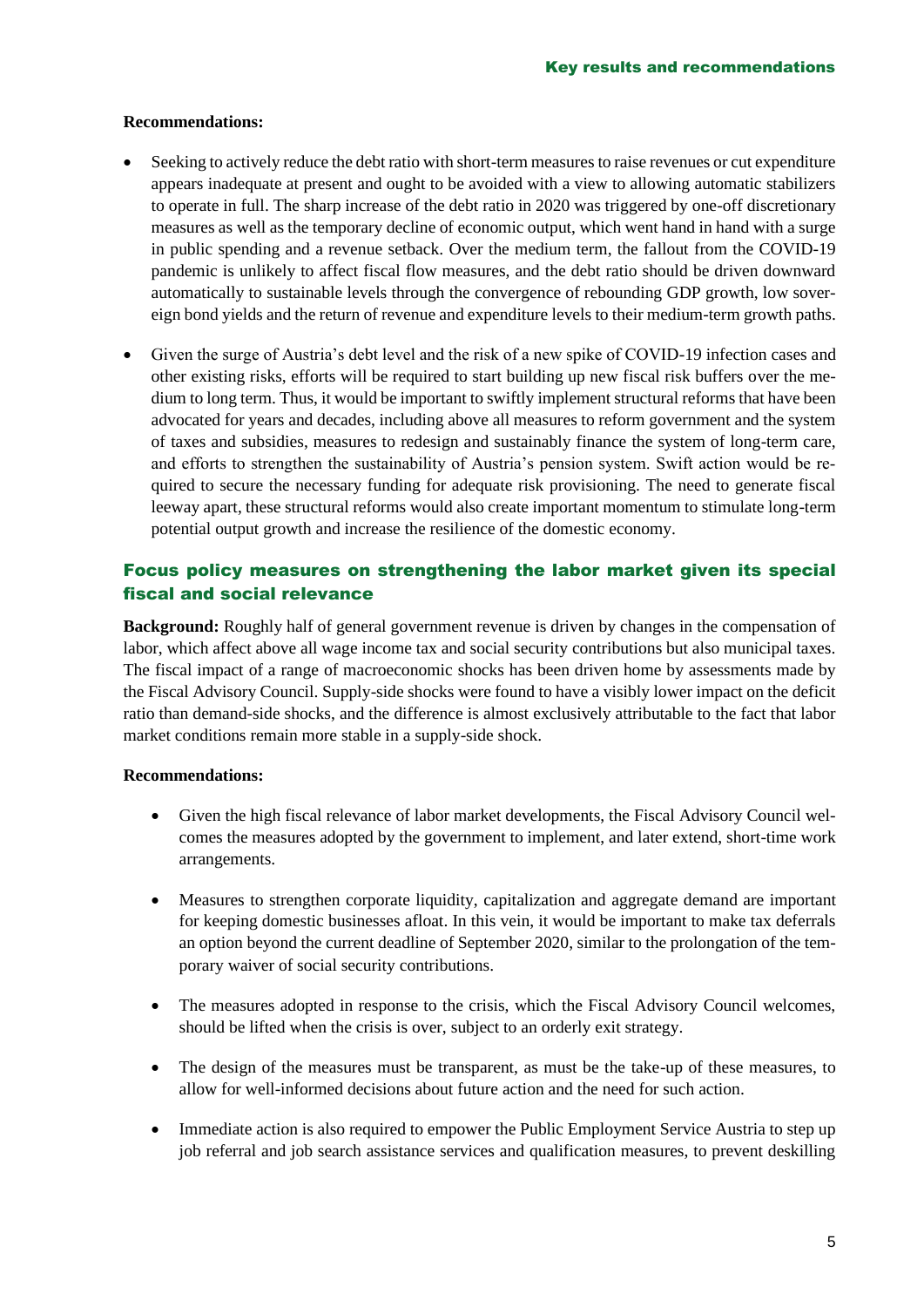**Recommendations:**

- Seeking to actively reduce the debt ratio with short-term measures to raise revenues or cut expenditure appears inadequate at present and ought to be avoided with a view to allowing automatic stabilizers to operate in full. The sharp increase of the debt ratio in 2020 was triggered by one-off discretionary measures as well as the temporary decline of economic output, which went hand in hand with a surge in public spending and a revenue setback. Over the medium term, the fallout from the COVID-19 pandemic is unlikely to affect fiscal flow measures, and the debt ratio should be driven downward automatically to sustainable levels through the convergence of rebounding GDP growth, low sovereign bond yields and the return of revenue and expenditure levels to their medium-term growth paths.
- Given the surge of Austria's debt level and the risk of a new spike of COVID-19 infection cases and other existing risks, efforts will be required to start building up new fiscal risk buffers over the medium to long term. Thus, it would be important to swiftly implement structural reforms that have been advocated for years and decades, including above all measures to reform government and the system of taxes and subsidies, measures to redesign and sustainably finance the system of long-term care, and efforts to strengthen the sustainability of Austria's pension system. Swift action would be required to secure the necessary funding for adequate risk provisioning. The need to generate fiscal leeway apart, these structural reforms would also create important momentum to stimulate long-term potential output growth and increase the resilience of the domestic economy.

## Focus policy measures on strengthening the labor market given its special fiscal and social relevance

**Background:** Roughly half of general government revenue is driven by changes in the compensation of labor, which affect above all wage income tax and social security contributions but also municipal taxes. The fiscal impact of a range of macroeconomic shocks has been driven home by assessments made by the Fiscal Advisory Council. Supply-side shocks were found to have a visibly lower impact on the deficit ratio than demand-side shocks, and the difference is almost exclusively attributable to the fact that labor market conditions remain more stable in a supply-side shock.

**Recommendations:**

- Given the high fiscal relevance of labor market developments, the Fiscal Advisory Council welcomes the measures adopted by the government to implement, and later extend, short-time work arrangements.
- Measures to strengthen corporate liquidity, capitalization and aggregate demand are important for keeping domestic businesses afloat. In this vein, it would be important to make tax deferrals an option beyond the current deadline of September 2020, similar to the prolongation of the temporary waiver of social security contributions.
- The measures adopted in response to the crisis, which the Fiscal Advisory Council welcomes, should be lifted when the crisis is over, subject to an orderly exit strategy.
- The design of the measures must be transparent, as must be the take-up of these measures, to allow for well-informed decisions about future action and the need for such action.
- Immediate action is also required to empower the Public Employment Service Austria to step up job referral and job search assistance services and qualification measures, to prevent deskilling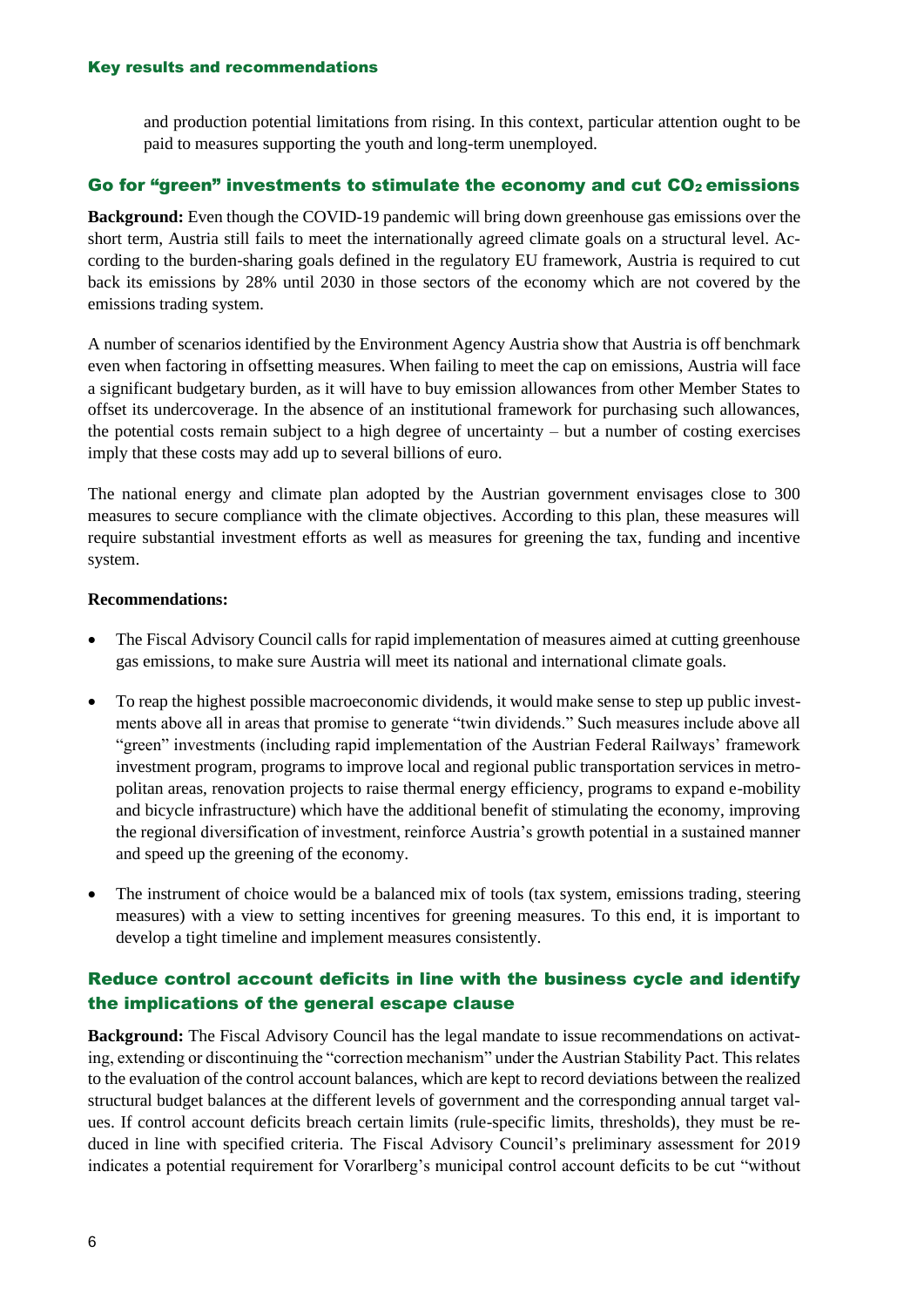and production potential limitations from rising. In this context, particular attention ought to be paid to measures supporting the youth and long-term unemployed.

## Go for "green" investments to stimulate the economy and cut $CO_2$ emissions

**Background:** Even though the COVID-19 pandemic will bring down greenhouse gas emissions over the short term, Austria still fails to meet the internationally agreed climate goals on a structural level. According to the burden-sharing goals defined in the regulatory EU framework, Austria is required to cut back its emissions by 28% until 2030 in those sectors of the economy which are not covered by the emissions trading system.

A number of scenarios identified by the Environment Agency Austria show that Austria is off benchmark even when factoring in offsetting measures. When failing to meet the cap on emissions, Austria will face a significant budgetary burden, as it will have to buy emission allowances from other Member States to offset its undercoverage. In the absence of an institutional framework for purchasing such allowances, the potential costs remain subject to a high degree of uncertainty – but a number of costing exercises imply that these costs may add up to several billions of euro.

The national energy and climate plan adopted by the Austrian government envisages close to 300 measures to secure compliance with the climate objectives. According to this plan, these measures will require substantial investment efforts as well as measures for greening the tax, funding and incentive system.

**Recommendations:**

- The Fiscal Advisory Council calls for rapid implementation of measures aimed at cutting greenhouse gas emissions, to make sure Austria will meet its national and international climate goals.
- To reap the highest possible macroeconomic dividends, it would make sense to step up public investments above all in areas that promise to generate "twin dividends." Such measures include above all "green" investments (including rapid implementation of the Austrian Federal Railways' framework investment program, programs to improve local and regional public transportation services in metropolitan areas, renovation projects to raise thermal energy efficiency, programs to expand e-mobility and bicycle infrastructure) which have the additional benefit of stimulating the economy, improving the regional diversification of investment, reinforce Austria's growth potential in a sustained manner and speed up the greening of the economy.
- The instrument of choice would be a balanced mix of tools (tax system, emissions trading, steering measures) with a view to setting incentives for greening measures. To this end, it is important to develop a tight timeline and implement measures consistently.

## Reduce control account deficits in line with the business cycle and identify the implications of the general escape clause

**Background:** The Fiscal Advisory Council has the legal mandate to issue recommendations on activating, extending or discontinuing the "correction mechanism" under the Austrian Stability Pact. This relates to the evaluation of the control account balances, which are kept to record deviations between the realized structural budget balances at the different levels of government and the corresponding annual target values. If control account deficits breach certain limits (rule-specific limits, thresholds), they must be reduced in line with specified criteria. The Fiscal Advisory Council's preliminary assessment for 2019 indicates a potential requirement for Vorarlberg's municipal control account deficits to be cut "without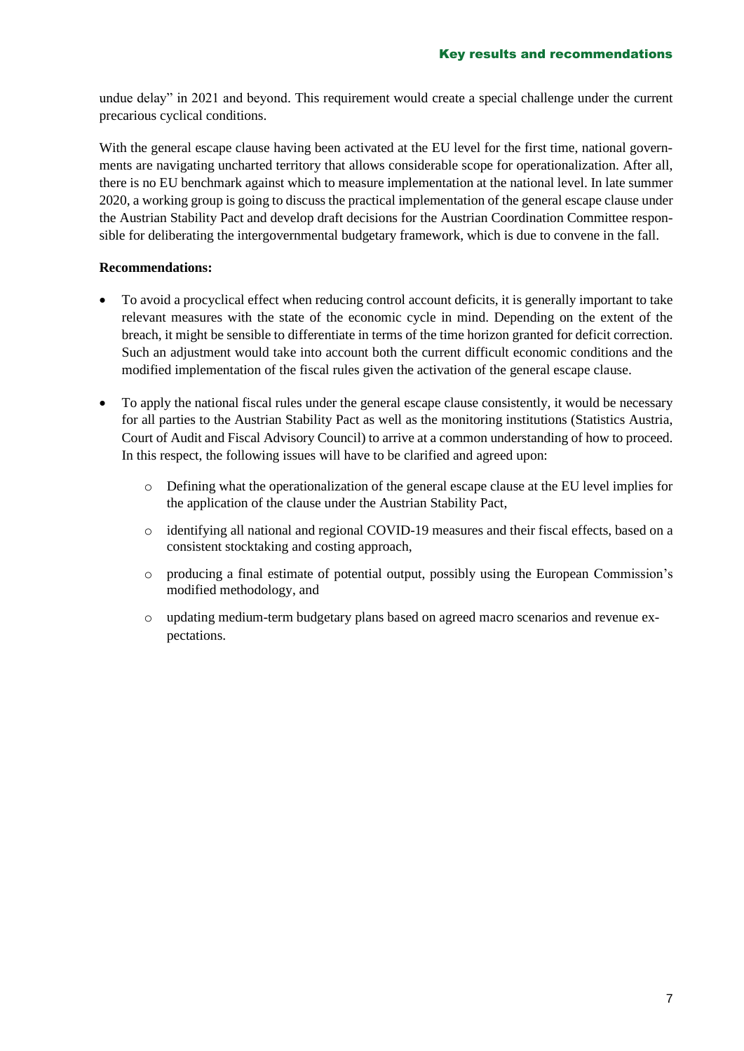undue delay" in 2021 and beyond. This requirement would create a special challenge under the current precarious cyclical conditions.

With the general escape clause having been activated at the EU level for the first time, national governments are navigating uncharted territory that allows considerable scope for operationalization. After all, there is no EU benchmark against which to measure implementation at the national level. In late summer 2020, a working group is going to discuss the practical implementation of the general escape clause under the Austrian Stability Pact and develop draft decisions for the Austrian Coordination Committee responsible for deliberating the intergovernmental budgetary framework, which is due to convene in the fall.

**Recommendations:**

- To avoid a procyclical effect when reducing control account deficits, it is generally important to take relevant measures with the state of the economic cycle in mind. Depending on the extent of the breach, it might be sensible to differentiate in terms of the time horizon granted for deficit correction. Such an adjustment would take into account both the current difficult economic conditions and the modified implementation of the fiscal rules given the activation of the general escape clause.
- To apply the national fiscal rules under the general escape clause consistently, it would be necessary for all parties to the Austrian Stability Pact as well as the monitoring institutions (Statistics Austria, Court of Audit and Fiscal Advisory Council) to arrive at a common understanding of how to proceed. In this respect, the following issues will have to be clarified and agreed upon:
    - Defining what the operationalization of the general escape clause at the EU level implies for the application of the clause under the Austrian Stability Pact,
    - identifying all national and regional COVID-19 measures and their fiscal effects, based on a consistent stocktaking and costing approach,
    - producing a final estimate of potential output, possibly using the European Commission's modified methodology, and
    - updating medium-term budgetary plans based on agreed macro scenarios and revenue expectations.